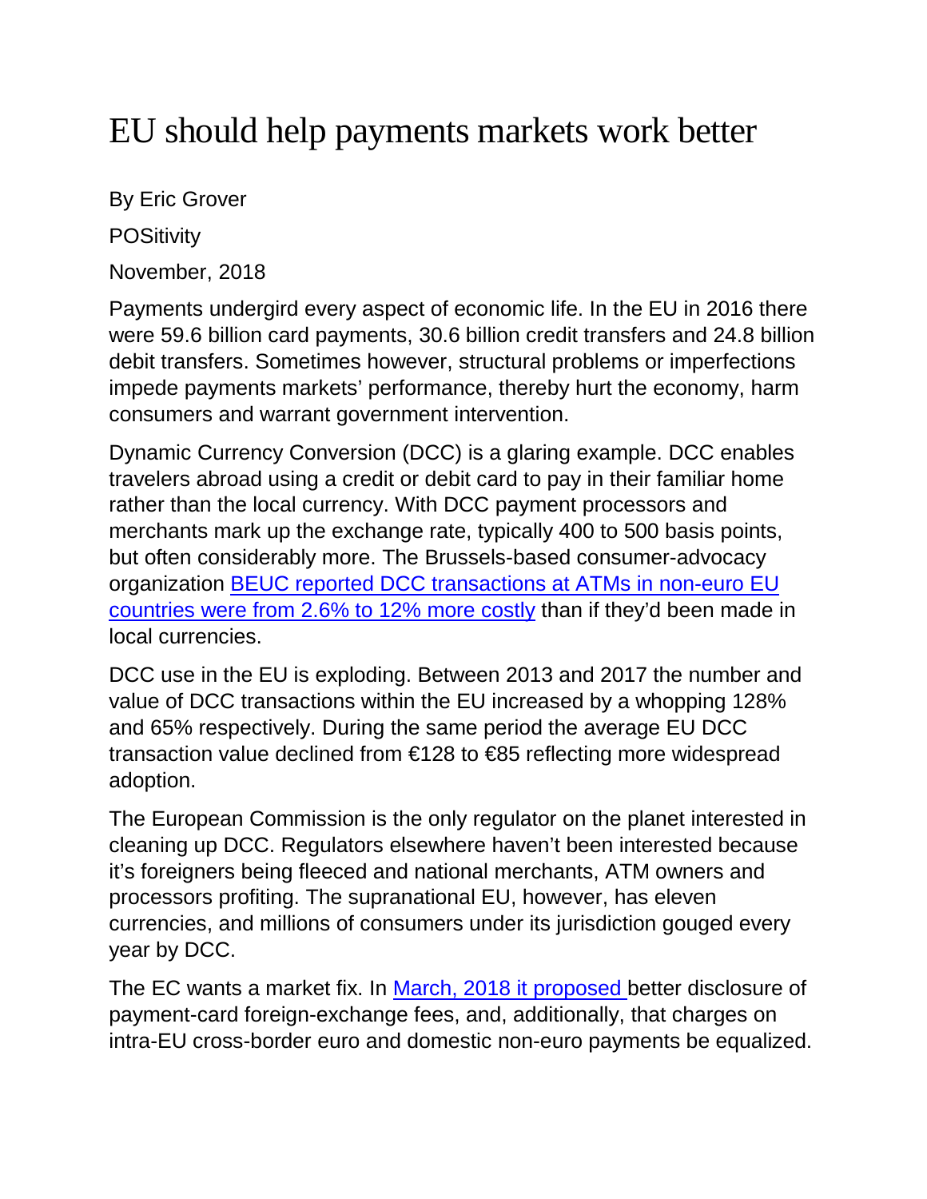# EU should help payments markets work better

By Eric Grover

POSitivity

November, 2018

Payments undergird every aspect of economic life. In the EU in 2016 there were 59.6 billion card payments, 30.6 billion credit transfers and 24.8 billion debit transfers. Sometimes however, structural problems or imperfections impede payments markets' performance, thereby hurt the economy, harm consumers and warrant government intervention.

Dynamic Currency Conversion (DCC) is a glaring example. DCC enables travelers abroad using a credit or debit card to pay in their familiar home rather than the local currency. With DCC payment processors and merchants mark up the exchange rate, typically 400 to 500 basis points, but often considerably more. The Brussels-based consumer-advocacy organization BEUC reported DCC transactions at ATMs in non-euro EU countries were from 2.6% to 12% more costly than if they'd been made in local currencies.

DCC use in the EU is exploding. Between 2013 and 2017 the number and value of DCC transactions within the EU increased by a whopping 128% and 65% respectively. During the same period the average EU DCC transaction value declined from €128 to €85 reflecting more widespread adoption.

The European Commission is the only regulator on the planet interested in cleaning up DCC. Regulators elsewhere haven't been interested because it's foreigners being fleeced and national merchants, ATM owners and processors profiting. The supranational EU, however, has eleven currencies, and millions of consumers under its jurisdiction gouged every year by DCC.

The EC wants a market fix. In March, 2018 it proposed better disclosure of payment-card foreign-exchange fees, and, additionally, that charges on intra-EU cross-border euro and domestic non-euro payments be equalized.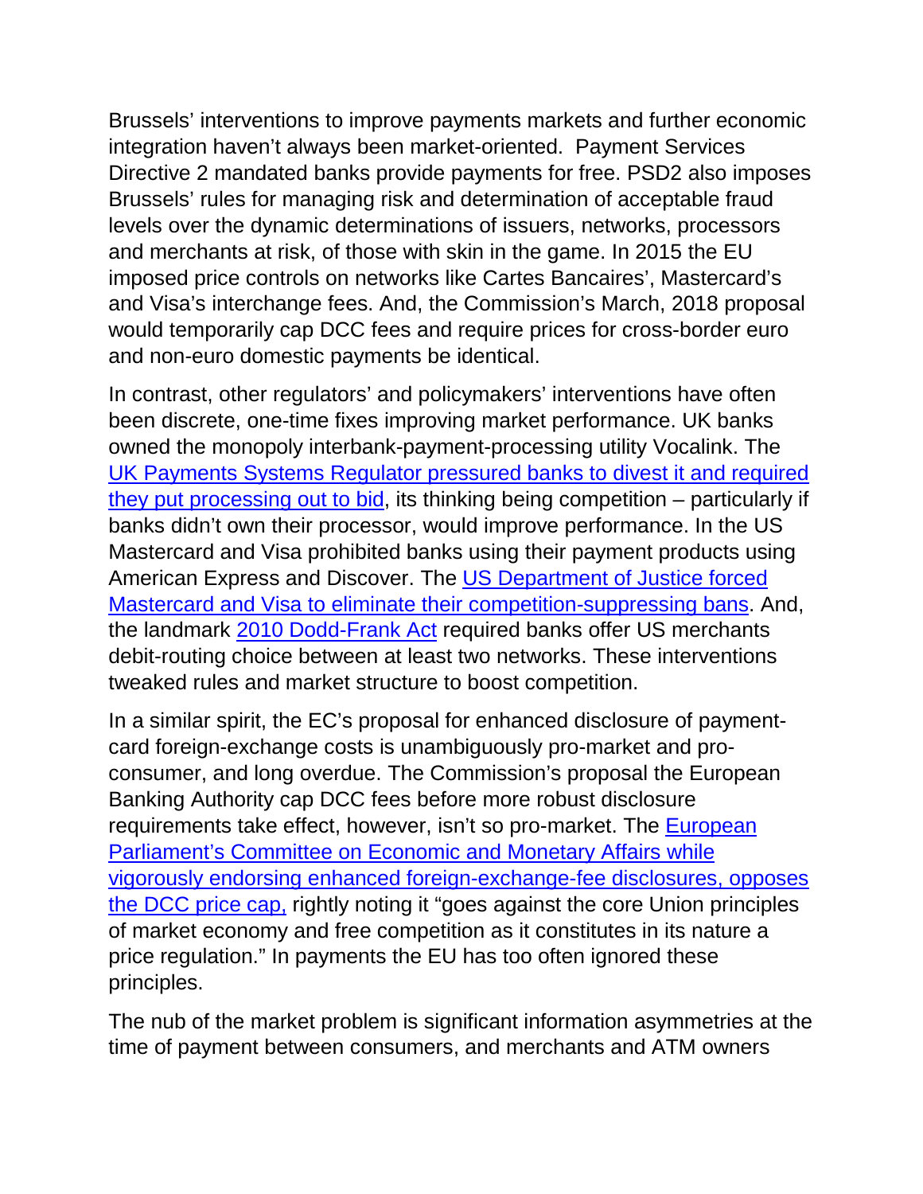Brussels' interventions to improve payments markets and further economic integration haven't always been market-oriented. Payment Services Directive 2 mandated banks provide payments for free. PSD2 also imposes Brussels' rules for managing risk and determination of acceptable fraud levels over the dynamic determinations of issuers, networks, processors and merchants at risk, of those with skin in the game. In 2015 the EU imposed price controls on networks like Cartes Bancaires', Mastercard's and Visa's interchange fees. And, the Commission's March, 2018 proposal would temporarily cap DCC fees and require prices for cross-border euro and non-euro domestic payments be identical.

In contrast, other regulators' and policymakers' interventions have often been discrete, one-time fixes improving market performance. UK banks owned the monopoly interbank-payment-processing utility Vocalink. The UK Payments Systems Regulator pressured banks to divest it and required they put processing out to bid, its thinking being competition – particularly if banks didn't own their processor, would improve performance. In the US Mastercard and Visa prohibited banks using their payment products using American Express and Discover. The US Department of Justice forced Mastercard and Visa to eliminate their competition-suppressing bans. And, the landmark 2010 Dodd-Frank Act required banks offer US merchants debit-routing choice between at least two networks. These interventions tweaked rules and market structure to boost competition.

In a similar spirit, the EC's proposal for enhanced disclosure of payment-card foreign-exchange costs is unambiguously pro-market and pro-consumer, and long overdue. The Commission's proposal the European Banking Authority cap DCC fees before more robust disclosure requirements take effect, however, isn't so pro-market. The European Parliament's Committee on Economic and Monetary Affairs while vigorously endorsing enhanced foreign-exchange-fee disclosures, opposes the DCC price cap, rightly noting it "goes against the core Union principles of market economy and free competition as it constitutes in its nature a price regulation." In payments the EU has too often ignored these principles.

The nub of the market problem is significant information asymmetries at the time of payment between consumers, and merchants and ATM owners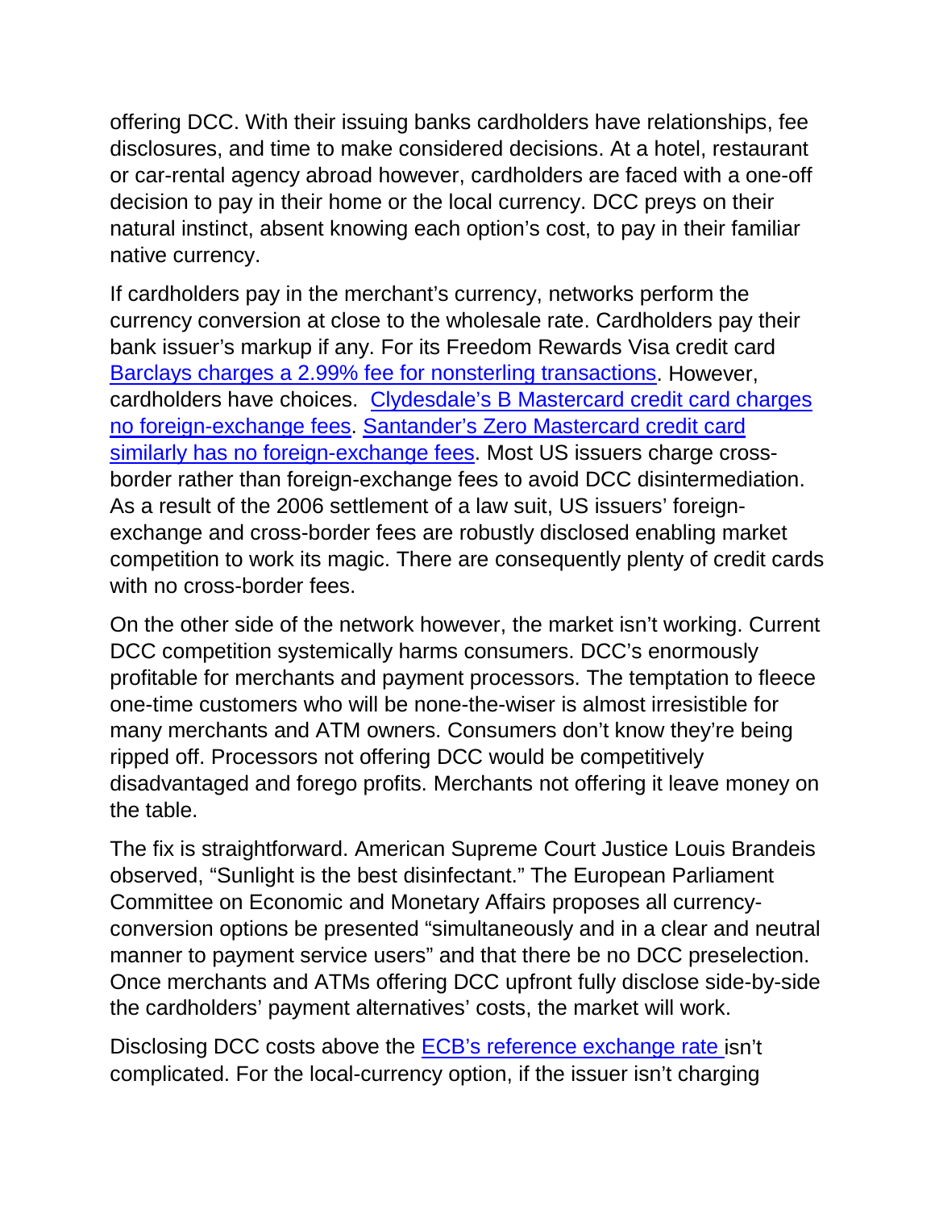offering DCC. With their issuing banks cardholders have relationships, fee disclosures, and time to make considered decisions. At a hotel, restaurant or car-rental agency abroad however, cardholders are faced with a one-off decision to pay in their home or the local currency. DCC preys on their natural instinct, absent knowing each option's cost, to pay in their familiar native currency.

If cardholders pay in the merchant's currency, networks perform the currency conversion at close to the wholesale rate. Cardholders pay their bank issuer's markup if any. For its Freedom Rewards Visa credit card Barclays charges a 2.99% fee for nonsterling transactions. However, cardholders have choices. Clydesdale's B Mastercard credit card charges no foreign-exchange fees. Santander's Zero Mastercard credit card similarly has no foreign-exchange fees. Most US issuers charge cross-border rather than foreign-exchange fees to avoid DCC disintermediation. As a result of the 2006 settlement of a law suit, US issuers' foreign-exchange and cross-border fees are robustly disclosed enabling market competition to work its magic. There are consequently plenty of credit cards with no cross-border fees.

On the other side of the network however, the market isn't working. Current DCC competition systemically harms consumers. DCC's enormously profitable for merchants and payment processors. The temptation to fleece one-time customers who will be none-the-wiser is almost irresistible for many merchants and ATM owners. Consumers don't know they're being ripped off. Processors not offering DCC would be competitively disadvantaged and forego profits. Merchants not offering it leave money on the table.

The fix is straightforward. American Supreme Court Justice Louis Brandeis observed, "Sunlight is the best disinfectant." The European Parliament Committee on Economic and Monetary Affairs proposes all currency-conversion options be presented "simultaneously and in a clear and neutral manner to payment service users" and that there be no DCC preselection. Once merchants and ATMs offering DCC upfront fully disclose side-by-side the cardholders' payment alternatives' costs, the market will work.

Disclosing DCC costs above the ECB's reference exchange rate isn't complicated. For the local-currency option, if the issuer isn't charging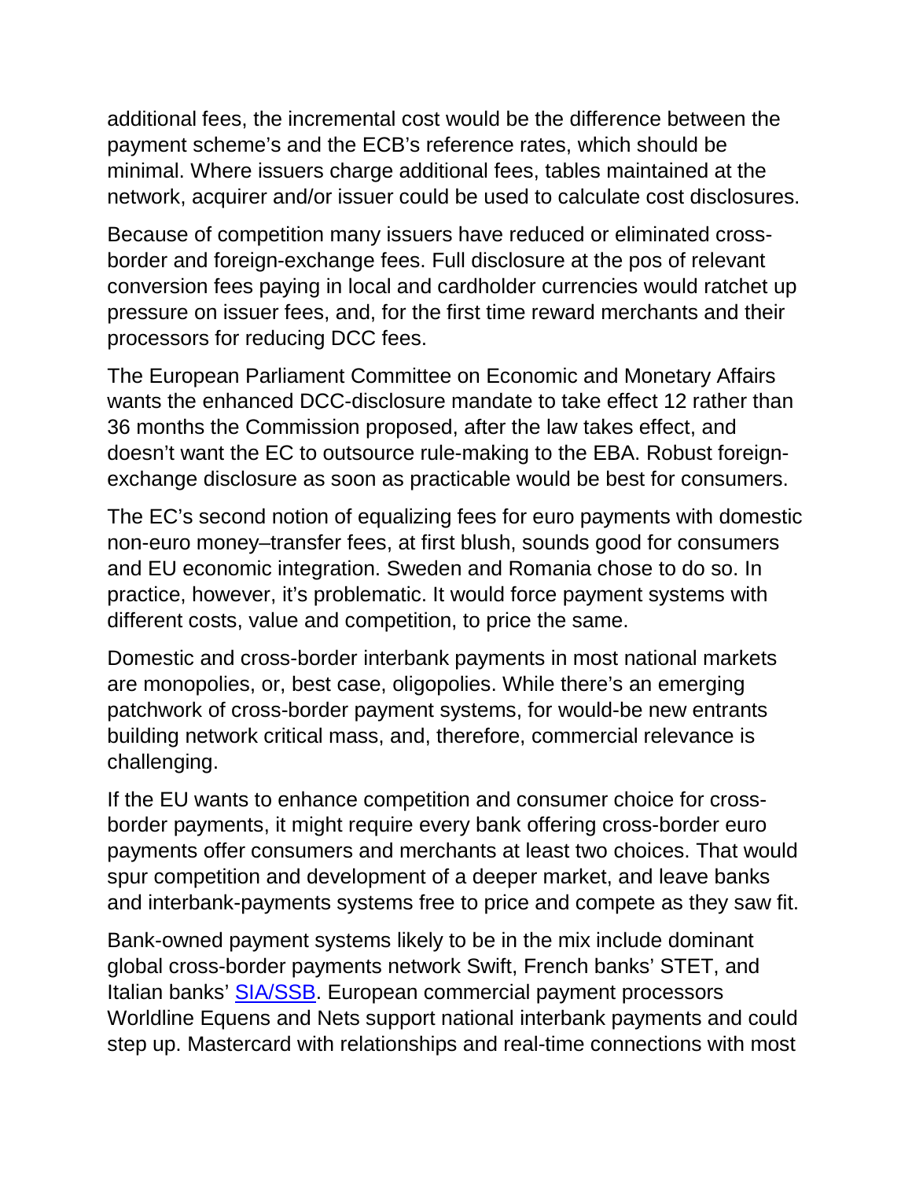additional fees, the incremental cost would be the difference between the payment scheme's and the ECB's reference rates, which should be minimal. Where issuers charge additional fees, tables maintained at the network, acquirer and/or issuer could be used to calculate cost disclosures.

Because of competition many issuers have reduced or eliminated cross-border and foreign-exchange fees. Full disclosure at the pos of relevant conversion fees paying in local and cardholder currencies would ratchet up pressure on issuer fees, and, for the first time reward merchants and their processors for reducing DCC fees.

The European Parliament Committee on Economic and Monetary Affairs wants the enhanced DCC-disclosure mandate to take effect 12 rather than 36 months the Commission proposed, after the law takes effect, and doesn't want the EC to outsource rule-making to the EBA. Robust foreign-exchange disclosure as soon as practicable would be best for consumers.

The EC's second notion of equalizing fees for euro payments with domestic non-euro money–transfer fees, at first blush, sounds good for consumers and EU economic integration. Sweden and Romania chose to do so. In practice, however, it's problematic. It would force payment systems with different costs, value and competition, to price the same.

Domestic and cross-border interbank payments in most national markets are monopolies, or, best case, oligopolies. While there's an emerging patchwork of cross-border payment systems, for would-be new entrants building network critical mass, and, therefore, commercial relevance is challenging.

If the EU wants to enhance competition and consumer choice for cross-border payments, it might require every bank offering cross-border euro payments offer consumers and merchants at least two choices. That would spur competition and development of a deeper market, and leave banks and interbank-payments systems free to price and compete as they saw fit.

Bank-owned payment systems likely to be in the mix include dominant global cross-border payments network Swift, French banks' STET, and Italian banks' SIA/SSB. European commercial payment processors Worldline Equens and Nets support national interbank payments and could step up. Mastercard with relationships and real-time connections with most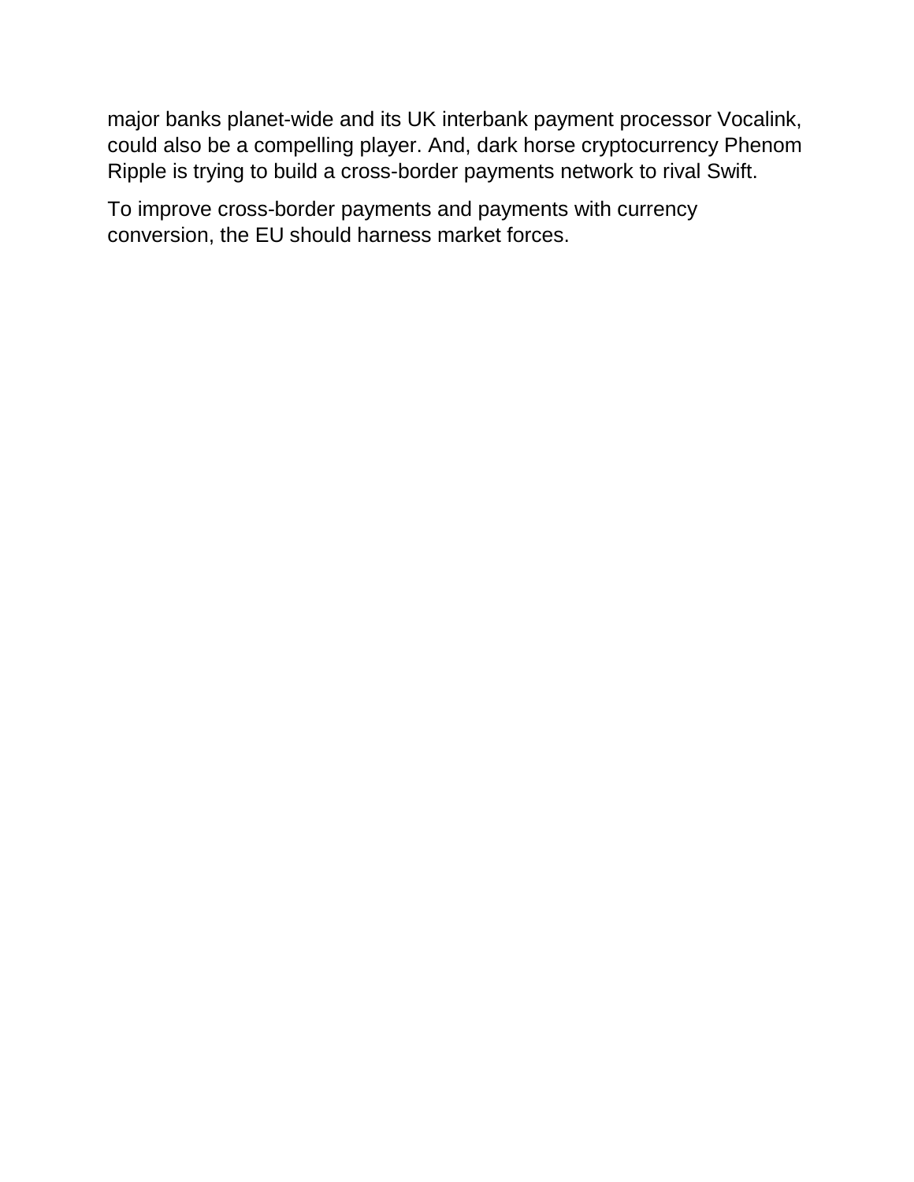major banks planet-wide and its UK interbank payment processor Vocalink, could also be a compelling player. And, dark horse cryptocurrency Phenom Ripple is trying to build a cross-border payments network to rival Swift.

To improve cross-border payments and payments with currency conversion, the EU should harness market forces.